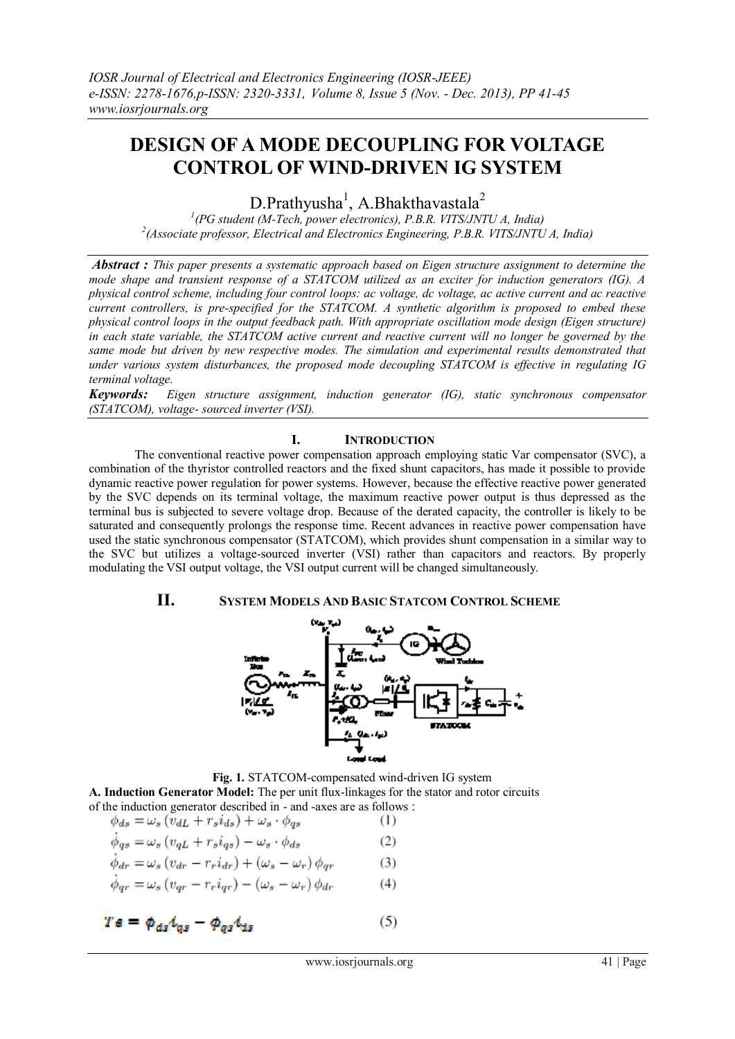# DESIGN OF A MODE DECOUPLING FOR VOLTAGE CONTROL OF WIND-DRIVEN IG SYSTEM

D.Prathyusha[1], A.Bhakthavastala[2]

[1](PG student (M-Tech, power electronics), P.B.R. VITS/JNTU A, India)
[2](Associate professor, Electrical and Electronics Engineering, P.B.R. VITS/JNTU A, India)

***Abstract :*** *This paper presents a systematic approach based on Eigen structure assignment to determine the mode shape and transient response of a STATCOM utilized as an exciter for induction generators (IG). A physical control scheme, including four control loops: ac voltage, dc voltage, ac active current and ac reactive current controllers, is pre-specified for the STATCOM. A synthetic algorithm is proposed to embed these physical control loops in the output feedback path. With appropriate oscillation mode design (Eigen structure) in each state variable, the STATCOM active current and reactive current will no longer be governed by the same mode but driven by new respective modes. The simulation and experimental results demonstrated that under various system disturbances, the proposed mode decoupling STATCOM is effective in regulating IG terminal voltage.*

***Keywords:*** *Eigen structure assignment, induction generator (IG), static synchronous compensator (STATCOM), voltage- sourced inverter (VSI).*

## I. INTRODUCTION

The conventional reactive power compensation approach employing static Var compensator (SVC), a combination of the thyristor controlled reactors and the fixed shunt capacitors, has made it possible to provide dynamic reactive power regulation for power systems. However, because the effective reactive power generated by the SVC depends on its terminal voltage, the maximum reactive power output is thus depressed as the terminal bus is subjected to severe voltage drop. Because of the derated capacity, the controller is likely to be saturated and consequently prolongs the response time. Recent advances in reactive power compensation have used the static synchronous compensator (STATCOM), which provides shunt compensation in a similar way to the SVC but utilizes a voltage-sourced inverter (VSI) rather than capacitors and reactors. By properly modulating the VSI output voltage, the VSI output current will be changed simultaneously.

## II. SYSTEM MODELS AND BASIC STATCOM CONTROL SCHEME

**Fig. 1.** STATCOM-compensated wind-driven IG system

**A. Induction Generator Model:** The per unit flux-linkages for the stator and rotor circuits of the induction generator described in - and -axes are as follows :

$$\dot{\phi}_{ds} = \omega_s\left(v_{dL} + r_s i_{ds}\right) + \omega_s \cdot \phi_{qs} \quad (1)$$

$$\dot{\phi}_{qs} = \omega_s\left(v_{qL} + r_s i_{qs}\right) - \omega_s \cdot \phi_{ds} \quad (2)$$

$$\dot{\phi}_{dr} = \omega_s\left(v_{dr} - r_r i_{dr}\right) + \left(\omega_s - \omega_r\right)\phi_{qr} \quad (3)$$

$$\dot{\phi}_{qr} = \omega_s\left(v_{qr} - r_r i_{qr}\right) - \left(\omega_s - \omega_r\right)\phi_{dr} \quad (4)$$

$$Te = \phi_{ds} i_{qs} - \phi_{qs} i_{ds} \quad (5)$$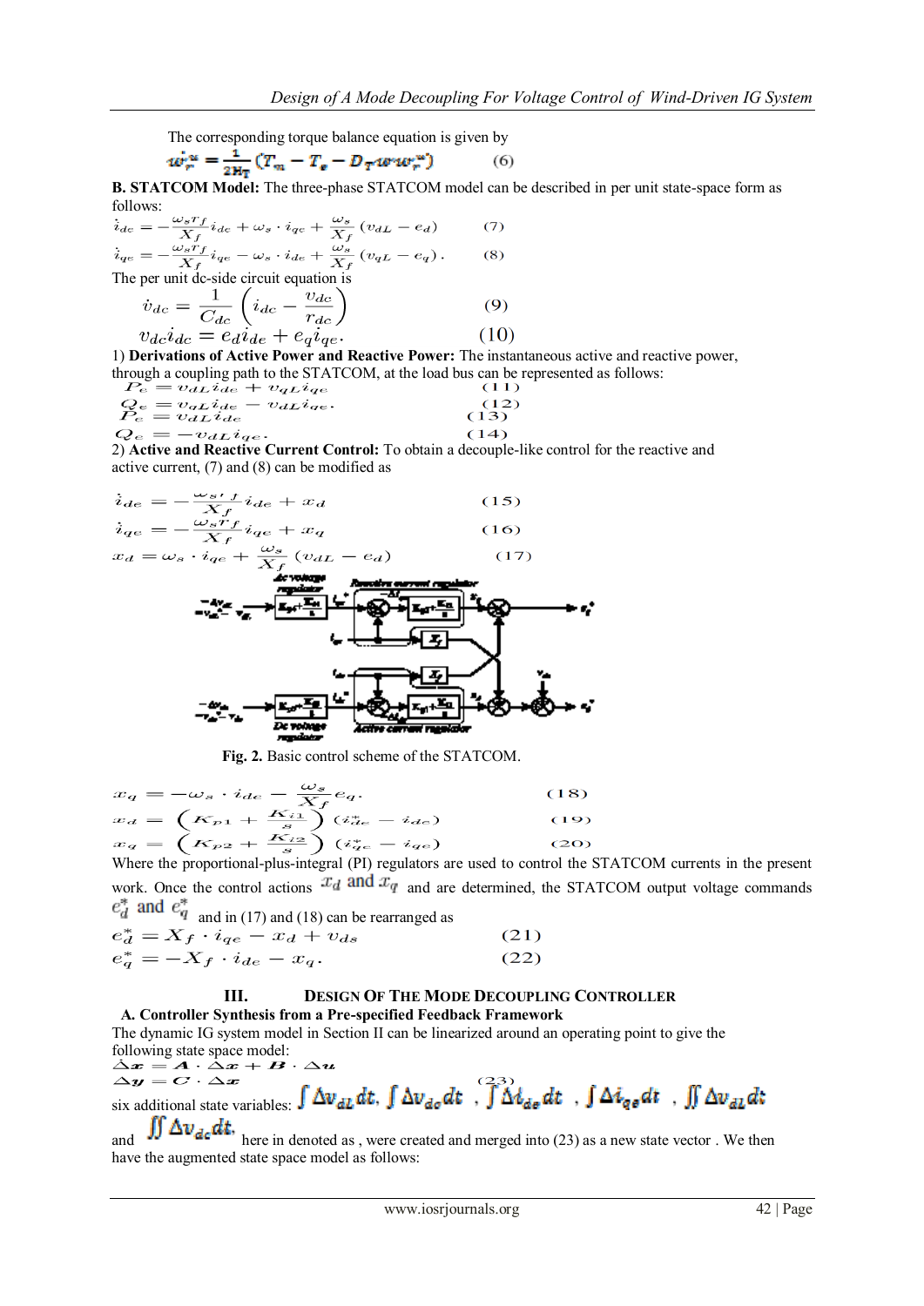The corresponding torque balance equation is given by

$$\dot{\omega}_r^u = \frac{1}{2H_T}\left(T_m - T_e - D_T \omega \omega_r^u\right) \qquad (6)$$

**B. STATCOM Model:** The three-phase STATCOM model can be described in per unit state-space form as follows:

$$\dot{i}_{de} = -\frac{\omega_s r_f}{X_f} i_{de} + \omega_s \cdot i_{qe} + \frac{\omega_s}{X_f}\left(v_{dL} - e_d\right) \qquad (7)$$

$$\dot{i}_{qe} = -\frac{\omega_s r_f}{X_f} i_{qe} - \omega_s \cdot i_{de} + \frac{\omega_s}{X_f}\left(v_{qL} - e_q\right). \qquad (8)$$

The per unit dc-side circuit equation is

$$\dot{v}_{dc} = \frac{1}{C_{dc}}\left(i_{dc} - \frac{v_{dc}}{r_{dc}}\right) \qquad (9)$$

$$v_{dc} i_{dc} = e_d i_{de} + e_q i_{qe}. \qquad (10)$$

1) **Derivations of Active Power and Reactive Power:** The instantaneous active and reactive power, through a coupling path to the STATCOM, at the load bus can be represented as follows:

$$P_e = v_{dL} i_{de} + v_{qL} i_{qe} \qquad (11)$$

$$Q_e = v_{qL} i_{de} - v_{dL} i_{qe}. \qquad (12)$$

$$P_e = v_{dL} i_{de} \qquad (13)$$

$$Q_e = -v_{dL} i_{qe}. \qquad (14)$$

2) **Active and Reactive Current Control:** To obtain a decouple-like control for the reactive and active current, (7) and (8) can be modified as

$$\dot{i}_{de} = -\frac{\omega_s r_f}{X_f} i_{de} + x_d \qquad (15)$$

$$\dot{i}_{qe} = -\frac{\omega_s r_f}{X_f} i_{qe} + x_q \qquad (16)$$

$$x_d = \omega_s \cdot i_{qe} + \frac{\omega_s}{X_f}\left(v_{dL} - e_d\right) \qquad (17)$$

**Fig. 2.** Basic control scheme of the STATCOM.

$$x_q = -\omega_s \cdot i_{de} - \frac{\omega_s}{X_f} e_q. \qquad (18)$$

$$x_d = \left(K_{p1} + \frac{K_{i1}}{s}\right)\left(i_{de}^* - i_{de}\right) \qquad (19)$$

$$x_q = \left(K_{p2} + \frac{K_{i2}}{s}\right)\left(i_{qe}^* - i_{qe}\right) \qquad (20)$$

Where the proportional-plus-integral (PI) regulators are used to control the STATCOM currents in the present work. Once the control actions $x_d$ and $x_q$ and are determined, the STATCOM output voltage commands $e_d^*$ and $e_q^*$ and in (17) and (18) can be rearranged as

$$e_d^* = X_f \cdot i_{qe} - x_d + v_{ds} \qquad (21)$$

$$e_q^* = -X_f \cdot i_{de} - x_q. \qquad (22)$$

## III. DESIGN OF THE MODE DECOUPLING CONTROLLER

### A. Controller Synthesis from a Pre-specified Feedback Framework

The dynamic IG system model in Section II can be linearized around an operating point to give the following state space model:

$$\Delta \dot{x} = A \cdot \Delta x + B \cdot \Delta u$$

$$\Delta y = C \cdot \Delta x \qquad (23)$$

six additional state variables: $\int \Delta v_{dL} dt$, $\int \Delta v_{dc} dt$ , $\int \Delta i_{de} dt$ , $\int \Delta i_{qe} dt$ , $\iint \Delta v_{dL} dt$ and $\iint \Delta v_{dc} dt$, here in denoted as , were created and merged into (23) as a new state vector . We then have the augmented state space model as follows: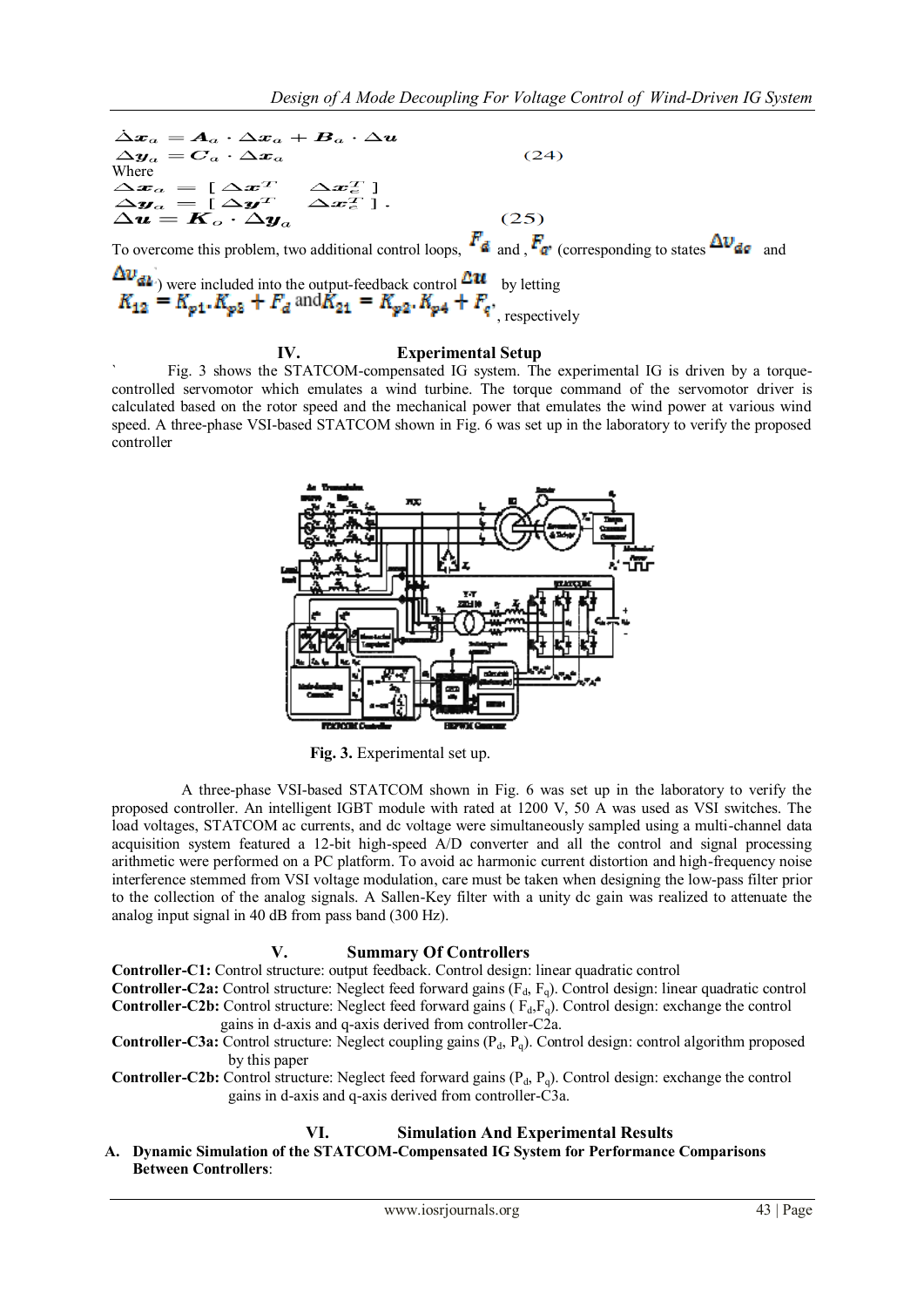$$\dot{\Delta x}_a = A_a \cdot \Delta x_a + B_a \cdot \Delta u$$
$$\Delta y_a = C_a \cdot \Delta x_a \qquad (24)$$

Where

$$\Delta x_a = [\, \Delta x^T \quad \Delta x_c^T \,]$$
$$\Delta y_a = [\, \Delta y^T \quad \Delta x_c^T \,] \,.$$
$$\Delta u = K_o \cdot \Delta y_a \qquad (25)$$

To overcome this problem, two additional control loops, $F_d$ and , $F_q$ (corresponding to states $\Delta v_{dc}$ and $\Delta v_{dL}$) were included into the output-feedback control $\Delta u$ by letting $K_{12} = K_{p1}.K_{p3} + F_d$ and $K_{21} = K_{p2}.K_{p4} + F_q$, respectively

## IV. Experimental Setup

` Fig. 3 shows the STATCOM-compensated IG system. The experimental IG is driven by a torque-controlled servomotor which emulates a wind turbine. The torque command of the servomotor driver is calculated based on the rotor speed and the mechanical power that emulates the wind power at various wind speed. A three-phase VSI-based STATCOM shown in Fig. 6 was set up in the laboratory to verify the proposed controller

**Fig. 3.** Experimental set up.

A three-phase VSI-based STATCOM shown in Fig. 6 was set up in the laboratory to verify the proposed controller. An intelligent IGBT module with rated at 1200 V, 50 A was used as VSI switches. The load voltages, STATCOM ac currents, and dc voltage were simultaneously sampled using a multi-channel data acquisition system featured a 12-bit high-speed A/D converter and all the control and signal processing arithmetic were performed on a PC platform. To avoid ac harmonic current distortion and high-frequency noise interference stemmed from VSI voltage modulation, care must be taken when designing the low-pass filter prior to the collection of the analog signals. A Sallen-Key filter with a unity dc gain was realized to attenuate the analog input signal in 40 dB from pass band (300 Hz).

## V. Summary Of Controllers

**Controller-C1:** Control structure: output feedback. Control design: linear quadratic control

**Controller-C2a:** Control structure: Neglect feed forward gains ($F_d$, $F_q$). Control design: linear quadratic control

**Controller-C2b:** Control structure: Neglect feed forward gains ( $F_d$,$F_q$). Control design: exchange the control gains in d-axis and q-axis derived from controller-C2a.

**Controller-C3a:** Control structure: Neglect coupling gains ($P_d$, $P_q$). Control design: control algorithm proposed by this paper

**Controller-C2b:** Control structure: Neglect feed forward gains ($P_d$, $P_q$). Control design: exchange the control gains in d-axis and q-axis derived from controller-C3a.

## VI. Simulation And Experimental Results

### A. Dynamic Simulation of the STATCOM-Compensated IG System for Performance Comparisons Between Controllers: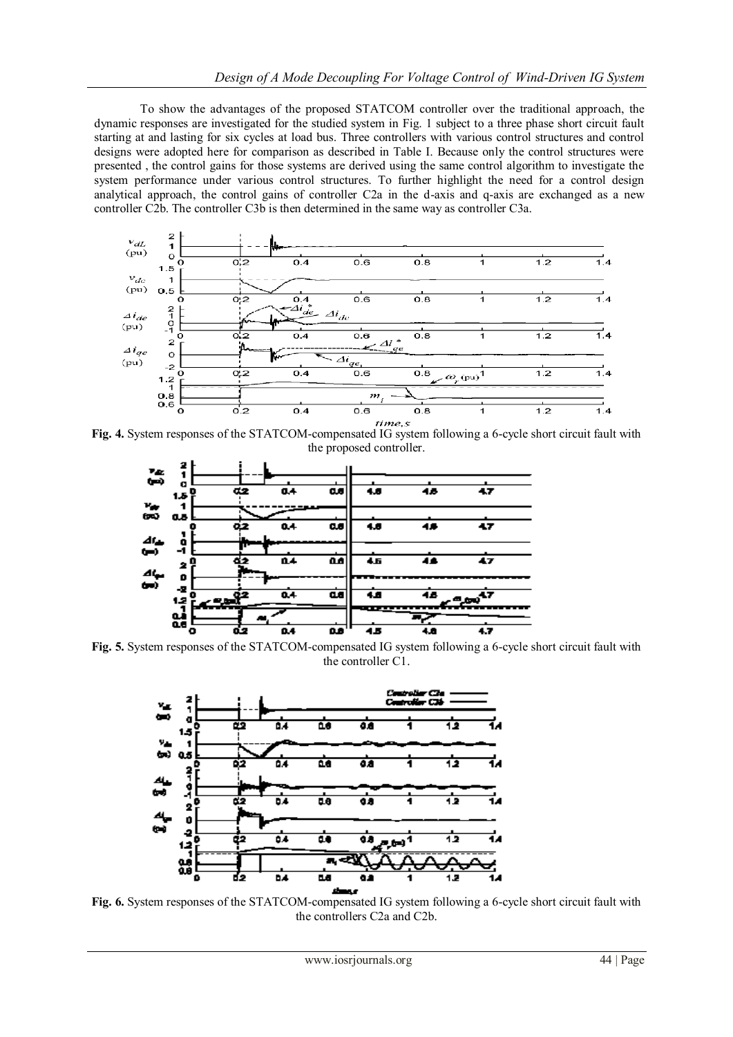To show the advantages of the proposed STATCOM controller over the traditional approach, the dynamic responses are investigated for the studied system in Fig. 1 subject to a three phase short circuit fault starting at and lasting for six cycles at load bus. Three controllers with various control structures and control designs were adopted here for comparison as described in Table I. Because only the control structures were presented , the control gains for those systems are derived using the same control algorithm to investigate the system performance under various control structures. To further highlight the need for a control design analytical approach, the control gains of controller C2a in the d-axis and q-axis are exchanged as a new controller C2b. The controller C3b is then determined in the same way as controller C3a.

**Fig. 4.** System responses of the STATCOM-compensated IG system following a 6-cycle short circuit fault with the proposed controller.

**Fig. 5.** System responses of the STATCOM-compensated IG system following a 6-cycle short circuit fault with the controller C1.

**Fig. 6.** System responses of the STATCOM-compensated IG system following a 6-cycle short circuit fault with the controllers C2a and C2b.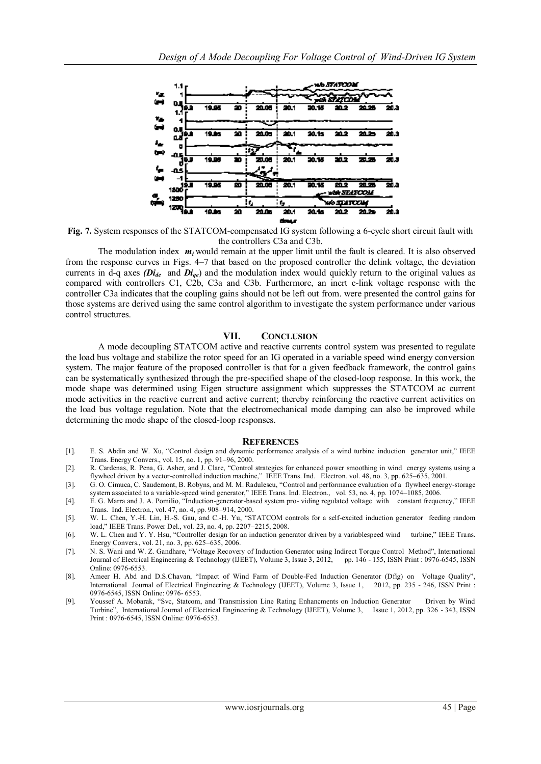Fig. 7. System responses of the STATCOM-compensated IG system following a 6-cycle short circuit fault with the controllers C3a and C3b.

The modulation index $m_i$ would remain at the upper limit until the fault is cleared. It is also observed from the response curves in Figs. 4–7 that based on the proposed controller the dclink voltage, the deviation currents in d-q axes *($Di_{de}$ and $Di_{qe}$)* and the modulation index would quickly return to the original values as compared with controllers C1, C2b, C3a and C3b. Furthermore, an inert c-link voltage response with the controller C3a indicates that the coupling gains should not be left out from. were presented the control gains for those systems are derived using the same control algorithm to investigate the system performance under various control structures.

## VII. CONCLUSION

A mode decoupling STATCOM active and reactive currents control system was presented to regulate the load bus voltage and stabilize the rotor speed for an IG operated in a variable speed wind energy conversion system. The major feature of the proposed controller is that for a given feedback framework, the control gains can be systematically synthesized through the pre-specified shape of the closed-loop response. In this work, the mode shape was determined using Eigen structure assignment which suppresses the STATCOM ac current mode activities in the reactive current and active current; thereby reinforcing the reactive current activities on the load bus voltage regulation. Note that the electromechanical mode damping can also be improved while determining the mode shape of the closed-loop responses.

## REFERENCES

[1]. E. S. Abdin and W. Xu, "Control design and dynamic performance analysis of a wind turbine induction generator unit," IEEE Trans. Energy Convers., vol. 15, no. 1, pp. 91–96, 2000.

[2]. R. Cardenas, R. Pena, G. Asher, and J. Clare, "Control strategies for enhanced power smoothing in wind energy systems using a flywheel driven by a vector-controlled induction machine," IEEE Trans. Ind. Electron. vol. 48, no. 3, pp. 625–635, 2001.

[3]. G. O. Cimuca, C. Saudemont, B. Robyns, and M. M. Radulescu, "Control and performance evaluation of a flywheel energy-storage system associated to a variable-speed wind generator," IEEE Trans. Ind. Electron., vol. 53, no. 4, pp. 1074–1085, 2006.

[4]. E. G. Marra and J. A. Pomilio, "Induction-generator-based system pro- viding regulated voltage with constant frequency," IEEE Trans. Ind. Electron., vol. 47, no. 4, pp. 908–914, 2000.

[5]. W. L. Chen, Y.-H. Lin, H.-S. Gau, and C.-H. Yu, "STATCOM controls for a self-excited induction generator feeding random load," IEEE Trans. Power Del., vol. 23, no. 4, pp. 2207–2215, 2008.

[6]. W. L. Chen and Y. Y. Hsu, "Controller design for an induction generator driven by a variablespeed wind turbine," IEEE Trans. Energy Convers., vol. 21, no. 3, pp. 625–635, 2006.

[7]. N. S. Wani and W. Z. Gandhare, "Voltage Recovery of Induction Generator using Indirect Torque Control Method", International Journal of Electrical Engineering & Technology (IJEET), Volume 3, Issue 3, 2012, pp. 146 - 155, ISSN Print : 0976-6545, ISSN Online: 0976-6553.

[8]. Ameer H. Abd and D.S.Chavan, "Impact of Wind Farm of Double-Fed Induction Generator (Dfig) on Voltage Quality", International Journal of Electrical Engineering & Technology (IJEET), Volume 3, Issue 1, 2012, pp. 235 - 246, ISSN Print : 0976-6545, ISSN Online: 0976- 6553.

[9]. Youssef A. Mobarak, "Svc, Statcom, and Transmission Line Rating Enhancments on Induction Generator Driven by Wind Turbine", International Journal of Electrical Engineering & Technology (IJEET), Volume 3, Issue 1, 2012, pp. 326 - 343, ISSN Print : 0976-6545, ISSN Online: 0976-6553.